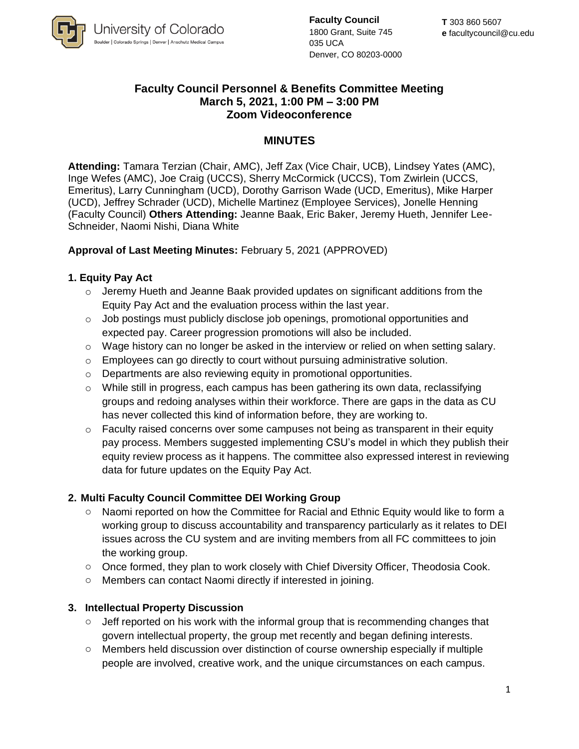University of Colorado
Boulder | Colorado Springs | Denver | Anschutz Medical Campus

**Faculty Council**
1800 Grant, Suite 745
035 UCA
Denver, CO 80203-0000

**T** 303 860 5607
**e** facultycouncil@cu.edu

# Faculty Council Personnel & Benefits Committee Meeting
## March 5, 2021, 1:00 PM – 3:00 PM
## Zoom Videoconference

## MINUTES

**Attending:** Tamara Terzian (Chair, AMC), Jeff Zax (Vice Chair, UCB), Lindsey Yates (AMC), Inge Wefes (AMC), Joe Craig (UCCS), Sherry McCormick (UCCS), Tom Zwirlein (UCCS, Emeritus), Larry Cunningham (UCD), Dorothy Garrison Wade (UCD, Emeritus), Mike Harper (UCD), Jeffrey Schrader (UCD), Michelle Martinez (Employee Services), Jonelle Henning (Faculty Council) **Others Attending:** Jeanne Baak, Eric Baker, Jeremy Hueth, Jennifer Lee-Schneider, Naomi Nishi, Diana White

**Approval of Last Meeting Minutes:** February 5, 2021 (APPROVED)

### 1. Equity Pay Act

- Jeremy Hueth and Jeanne Baak provided updates on significant additions from the Equity Pay Act and the evaluation process within the last year.
- Job postings must publicly disclose job openings, promotional opportunities and expected pay. Career progression promotions will also be included.
- Wage history can no longer be asked in the interview or relied on when setting salary.
- Employees can go directly to court without pursuing administrative solution.
- Departments are also reviewing equity in promotional opportunities.
- While still in progress, each campus has been gathering its own data, reclassifying groups and redoing analyses within their workforce. There are gaps in the data as CU has never collected this kind of information before, they are working to.
- Faculty raised concerns over some campuses not being as transparent in their equity pay process. Members suggested implementing CSU's model in which they publish their equity review process as it happens. The committee also expressed interest in reviewing data for future updates on the Equity Pay Act.

### 2. Multi Faculty Council Committee DEI Working Group

- Naomi reported on how the Committee for Racial and Ethnic Equity would like to form a working group to discuss accountability and transparency particularly as it relates to DEI issues across the CU system and are inviting members from all FC committees to join the working group.
- Once formed, they plan to work closely with Chief Diversity Officer, Theodosia Cook.
- Members can contact Naomi directly if interested in joining.

### 3. Intellectual Property Discussion

- Jeff reported on his work with the informal group that is recommending changes that govern intellectual property, the group met recently and began defining interests.
- Members held discussion over distinction of course ownership especially if multiple people are involved, creative work, and the unique circumstances on each campus.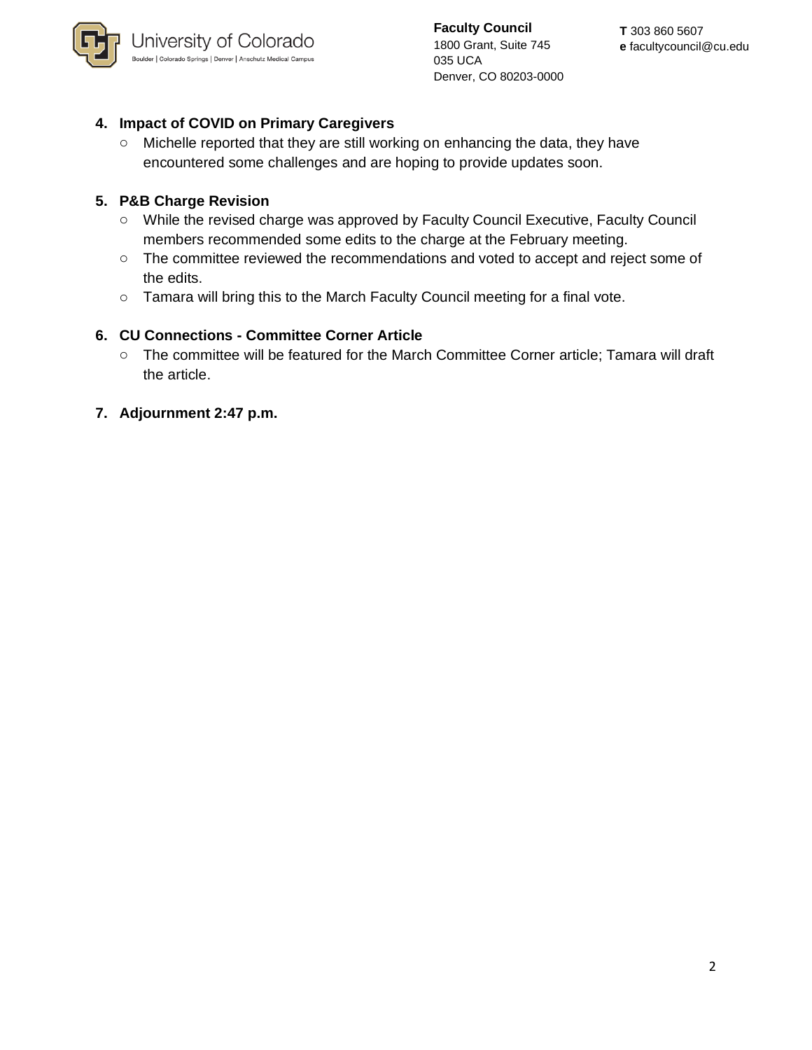4. **Impact of COVID on Primary Caregivers**
   - Michelle reported that they are still working on enhancing the data, they have encountered some challenges and are hoping to provide updates soon.

5. **P&B Charge Revision**
   - While the revised charge was approved by Faculty Council Executive, Faculty Council members recommended some edits to the charge at the February meeting.
   - The committee reviewed the recommendations and voted to accept and reject some of the edits.
   - Tamara will bring this to the March Faculty Council meeting for a final vote.

6. **CU Connections - Committee Corner Article**
   - The committee will be featured for the March Committee Corner article; Tamara will draft the article.

7. **Adjournment 2:47 p.m.**